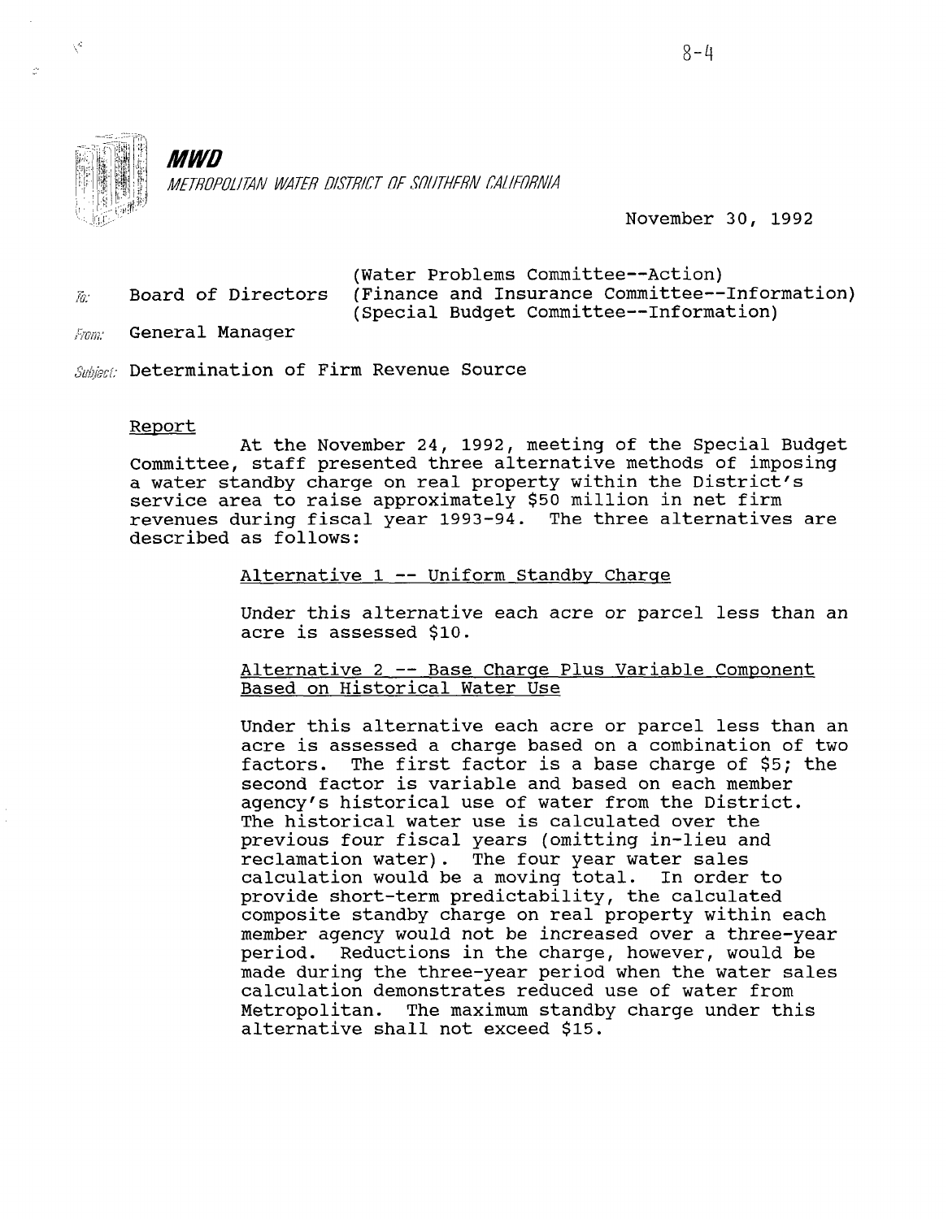**MWD**

METROPOLITAN WATER DISTRICT OF SOUTHERN CALIFORNIA

November 30, 1992

To: Board of Directors (Water Problems Committee--Action) (Finance and Insurance Committee--Information) (Special Budget Committee--Information)

From: General Manager

Subject: Determination of Firm Revenue Source

Report

At the November 24, 1992, meeting of the Special Budget Committee, staff presented three alternative methods of imposing a water standby charge on real property within the District's service area to raise approximately $50 million in net firm revenues during fiscal year 1993-94. The three alternatives are described as follows:

Alternative 1 -- Uniform Standby Charge

Under this alternative each acre or parcel less than an acre is assessed $10.

Alternative 2 -- Base Charge Plus Variable Component Based on Historical Water Use

Under this alternative each acre or parcel less than an acre is assessed a charge based on a combination of two factors. The first factor is a base charge of $5; the second factor is variable and based on each member agency's historical use of water from the District. The historical water use is calculated over the previous four fiscal years (omitting in-lieu and reclamation water). The four year water sales calculation would be a moving total. In order to provide short-term predictability, the calculated composite standby charge on real property within each member agency would not be increased over a three-year period. Reductions in the charge, however, would be made during the three-year period when the water sales calculation demonstrates reduced use of water from Metropolitan. The maximum standby charge under this alternative shall not exceed $15.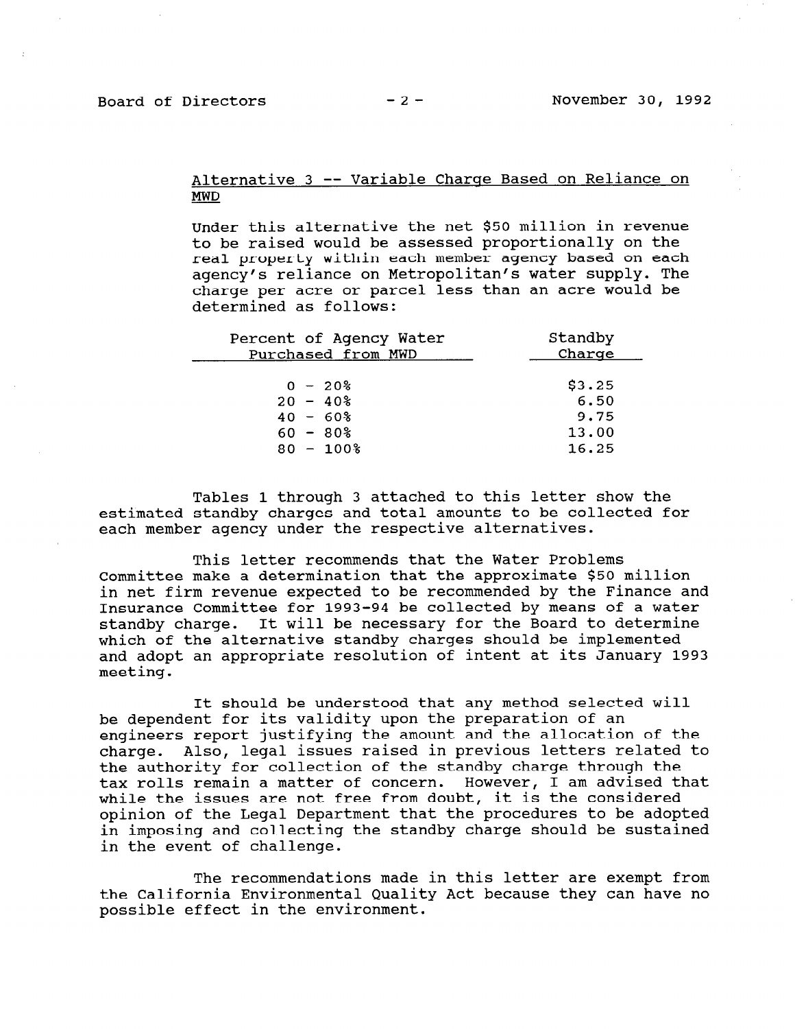Alternative 3 -- Variable Charge Based on Reliance on MWD

Under this alternative the net $50 million in revenue to be raised would be assessed proportionally on the real property within each member agency based on each agency's reliance on Metropolitan's water supply. The charge per acre or parcel less than an acre would be determined as follows:

| Percent of Agency Water Purchased from MWD | Standby Charge |
|---|---|
| 0 - 20% | $3.25 |
| 20 - 40% | 6.50 |
| 40 - 60% | 9.75 |
| 60 - 80% | 13.00 |
| 80 - 100% | 16.25 |

Tables 1 through 3 attached to this letter show the estimated standby charges and total amounts to be collected for each member agency under the respective alternatives.

This letter recommends that the Water Problems Committee make a determination that the approximate $50 million in net firm revenue expected to be recommended by the Finance and Insurance Committee for 1993-94 be collected by means of a water standby charge. It will be necessary for the Board to determine which of the alternative standby charges should be implemented and adopt an appropriate resolution of intent at its January 1993 meeting.

It should be understood that any method selected will be dependent for its validity upon the preparation of an engineers report justifying the amount and the allocation of the charge. Also, legal issues raised in previous letters related to the authority for collection of the standby charge through the tax rolls remain a matter of concern. However, I am advised that while the issues are not free from doubt, it is the considered opinion of the Legal Department that the procedures to be adopted in imposing and collecting the standby charge should be sustained in the event of challenge.

The recommendations made in this letter are exempt from the California Environmental Quality Act because they can have no possible effect in the environment.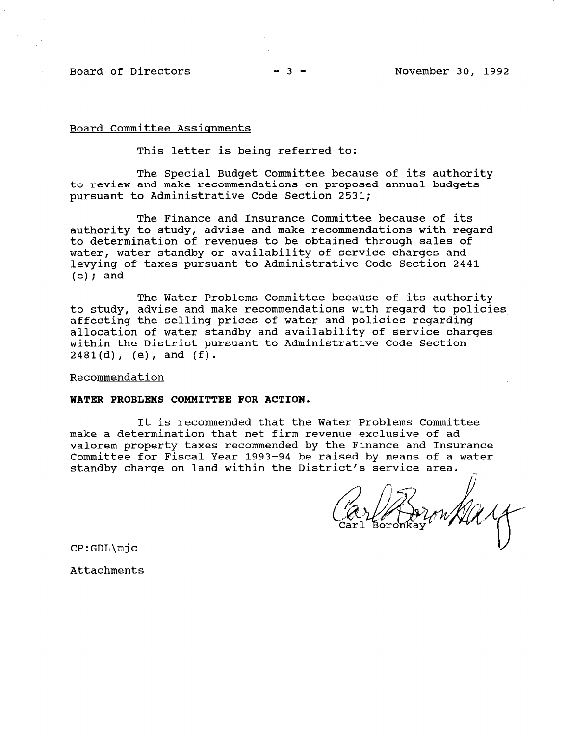Board Committee Assignments

This letter is being referred to:

The Special Budget Committee because of its authority to review and make recommendations on proposed annual budgets pursuant to Administrative Code Section 2531;

The Finance and Insurance Committee because of its authority to study, advise and make recommendations with regard to determination of revenues to be obtained through sales of water, water standby or availability of service charges and levying of taxes pursuant to Administrative Code Section 2441 (e); and

The Water Problems Committee because of its authority to study, advise and make recommendations with regard to policies affecting the selling prices of water and policies regarding allocation of water standby and availability of service charges within the District pursuant to Administrative Code Section 2481(d), (e), and (f).

Recommendation

**WATER PROBLEMS COMMITTEE FOR ACTION.**

It is recommended that the Water Problems Committee make a determination that net firm revenue exclusive of ad valorem property taxes recommended by the Finance and Insurance Committee for Fiscal Year 1993-94 be raised by means of a water standby charge on land within the District's service area.

Carl Boronkay

CP:GDL\mjc

Attachments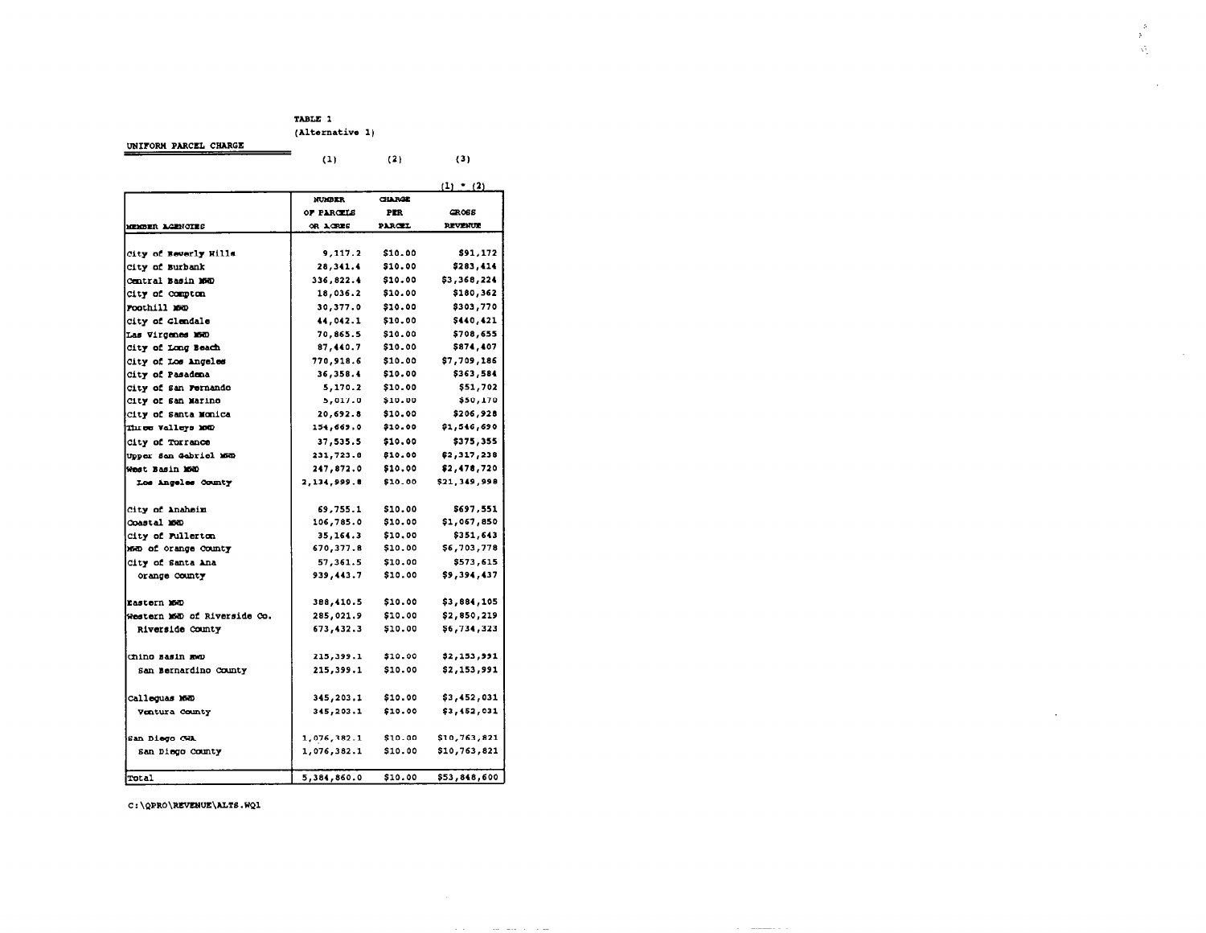TABLE 1

(Alternative 1)

UNIFORM PARCEL CHARGE

| | (1) | (2) | (3) |
|---|---|---|---|
| | | | (1) * (2) |
| MEMBER AGENCIES | NUMBER OF PARCELS OR ACRES | CHARGE PER PARCEL | GROSS REVENUE |
| City of Beverly Hills | 9,117.2 | $10.00 | $91,172 |
| City of Burbank | 28,341.4 | $10.00 | $283,414 |
| Central Basin MWD | 336,822.4 | $10.00 | $3,368,224 |
| City of Compton | 18,036.2 | $10.00 | $180,362 |
| Foothill MWD | 30,377.0 | $10.00 | $303,770 |
| City of Glendale | 44,042.1 | $10.00 | $440,421 |
| Las Virgenes MWD | 70,865.5 | $10.00 | $708,655 |
| City of Long Beach | 87,440.7 | $10.00 | $874,407 |
| City of Los Angeles | 770,918.6 | $10.00 | $7,709,186 |
| City of Pasadena | 36,358.4 | $10.00 | $363,584 |
| City of San Fernando | 5,170.2 | $10.00 | $51,702 |
| City of San Marino | 5,017.0 | $10.00 | $50,170 |
| City of Santa Monica | 20,692.8 | $10.00 | $206,928 |
| Three Valleys MWD | 154,669.0 | $10.00 | $1,546,690 |
| City of Torrance | 37,535.5 | $10.00 | $375,355 |
| Upper San Gabriel MWD | 231,723.8 | $10.00 | $2,317,238 |
| West Basin MWD | 247,872.0 | $10.00 | $2,478,720 |
| Los Angeles County | 2,134,999.8 | $10.00 | $21,349,998 |
| | | | |
| City of Anaheim | 69,755.1 | $10.00 | $697,551 |
| Coastal MWD | 106,785.0 | $10.00 | $1,067,850 |
| City of Fullerton | 35,164.3 | $10.00 | $351,643 |
| MWD of Orange County | 670,377.8 | $10.00 | $6,703,778 |
| City of Santa Ana | 57,361.5 | $10.00 | $573,615 |
| Orange County | 939,443.7 | $10.00 | $9,394,437 |
| | | | |
| Eastern MWD | 388,410.5 | $10.00 | $3,884,105 |
| Western MWD of Riverside Co. | 285,021.9 | $10.00 | $2,850,219 |
| Riverside County | 673,432.3 | $10.00 | $6,734,323 |
| | | | |
| Chino Basin MWD | 215,399.1 | $10.00 | $2,153,991 |
| San Bernardino County | 215,399.1 | $10.00 | $2,153,991 |
| | | | |
| Calleguas MWD | 345,203.1 | $10.00 | $3,452,031 |
| Ventura County | 345,203.1 | $10.00 | $3,452,031 |
| | | | |
| San Diego CWA | 1,076,382.1 | $10.00 | $10,763,821 |
| San Diego County | 1,076,382.1 | $10.00 | $10,763,821 |
| | | | |
| Total | 5,384,860.0 | $10.00 | $53,848,600 |

C:\QPRO\REVENUE\ALTS.WQ1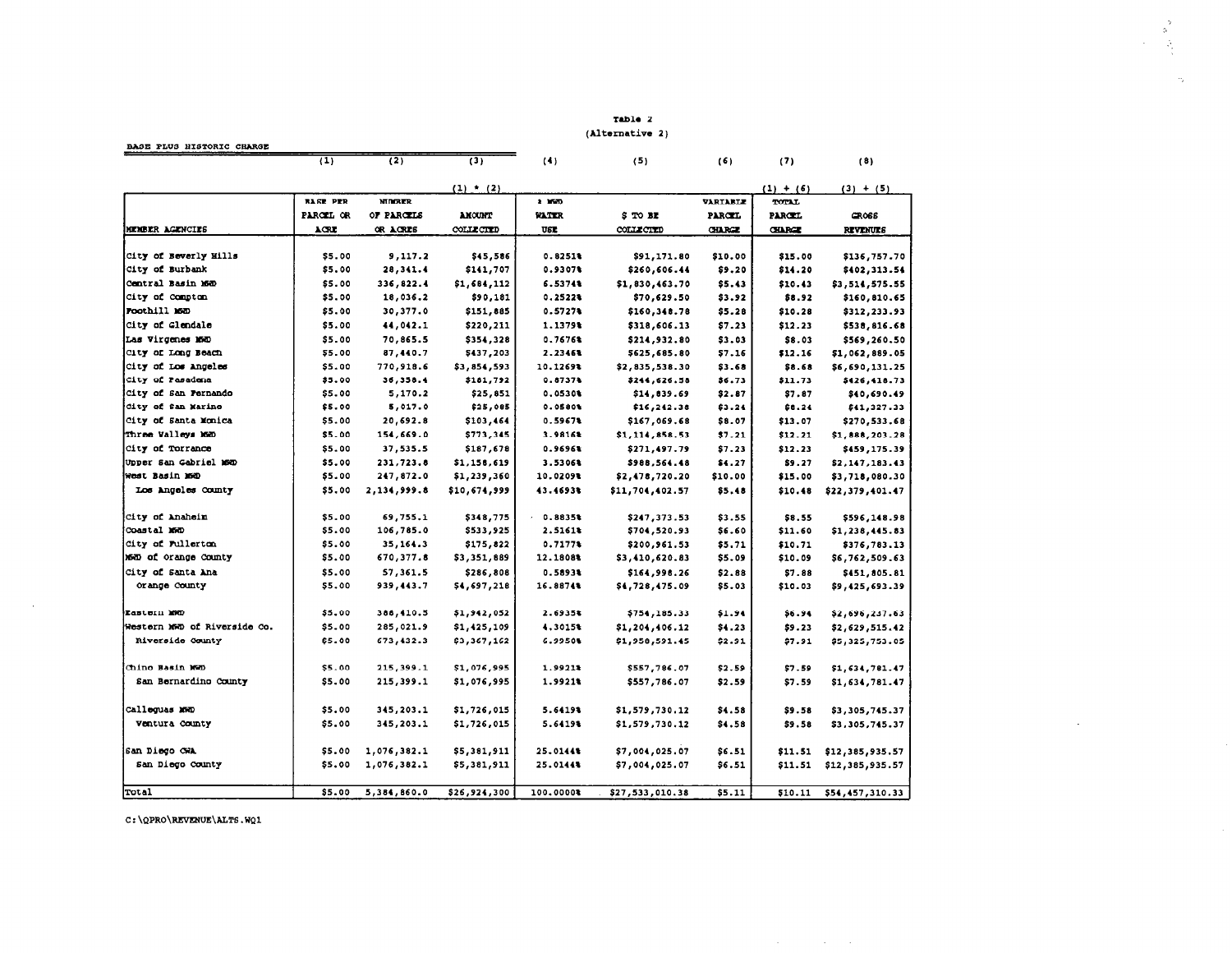**Table 2**
**(Alternative 2)**

BASE PLUS HISTORIC CHARGE

| | (1) | (2) | (3) | (4) | (5) | (6) | (7) | (8) |
|---|---|---|---|---|---|---|---|---|
| | | | (1) * (2) | | | | (1) + (6) | (3) + (5) |
| MEMBER AGENCIES | BASE PER PARCEL OR ACRE | NUMBER OF PARCELS OR ACRES | AMOUNT COLLECTED | % MWD WATER USE | $ TO BE COLLECTED | VARIABLE PARCEL CHARGE | TOTAL PARCEL CHARGE | GROSS REVENUES |
| City of Beverly Hills | $5.00 | 9,117.2 | $45,586 | 0.8251% | $91,171.80 | $10.00 | $15.00 | $136,757.70 |
| City of Burbank | $5.00 | 28,341.4 | $141,707 | 0.9307% | $260,606.44 | $9.20 | $14.20 | $402,313.54 |
| Central Basin MWD | $5.00 | 336,822.4 | $1,684,112 | 6.5374% | $1,830,463.70 | $5.43 | $10.43 | $3,514,575.55 |
| City of Compton | $5.00 | 18,036.2 | $90,181 | 0.2522% | $70,629.50 | $3.92 | $8.92 | $160,810.65 |
| Foothill MWD | $5.00 | 30,377.0 | $151,885 | 0.5727% | $160,348.78 | $5.28 | $10.28 | $312,233.93 |
| City of Glendale | $5.00 | 44,042.1 | $220,211 | 1.1379% | $318,606.13 | $7.23 | $12.23 | $538,816.68 |
| Las Virgenes MWD | $5.00 | 70,865.5 | $354,328 | 0.7676% | $214,932.80 | $3.03 | $8.03 | $569,260.50 |
| City of Long Beach | $5.00 | 87,440.7 | $437,203 | 2.2346% | $625,685.80 | $7.16 | $12.16 | $1,062,889.05 |
| City of Los Angeles | $5.00 | 770,918.6 | $3,854,593 | 10.1269% | $2,835,538.30 | $3.68 | $8.68 | $6,690,131.25 |
| City of Pasadena | $5.00 | 36,358.4 | $181,792 | 0.8737% | $244,626.58 | $6.73 | $11.73 | $426,418.73 |
| City of San Fernando | $5.00 | 5,170.2 | $25,851 | 0.0530% | $14,839.69 | $2.87 | $7.87 | $40,690.49 |
| City of San Marino | $5.00 | 5,017.0 | $25,085 | 0.0580% | $16,242.38 | $3.24 | $8.24 | $41,327.33 |
| City of Santa Monica | $5.00 | 20,692.8 | $103,464 | 0.5967% | $167,069.68 | $8.07 | $13.07 | $270,533.68 |
| Three Valleys MWD | $5.00 | 154,669.0 | $773,345 | 3.9816% | $1,114,858.53 | $7.21 | $12.21 | $1,888,203.28 |
| City of Torrance | $5.00 | 37,535.5 | $187,678 | 0.9696% | $271,497.79 | $7.23 | $12.23 | $459,175.39 |
| Upper San Gabriel MWD | $5.00 | 231,723.8 | $1,158,619 | 3.5306% | $988,564.48 | $4.27 | $9.27 | $2,147,183.43 |
| West Basin MWD | $5.00 | 247,872.0 | $1,239,360 | 10.0209% | $2,478,720.20 | $10.00 | $15.00 | $3,718,080.30 |
| Los Angeles County | $5.00 | 2,134,999.8 | $10,674,999 | 43.4693% | $11,704,402.57 | $5.48 | $10.48 | $22,379,401.47 |
| | | | | | | | | |
| City of Anaheim | $5.00 | 69,755.1 | $348,775 | 0.8835% | $247,373.53 | $3.55 | $8.55 | $596,148.98 |
| Coastal MWD | $5.00 | 106,785.0 | $533,925 | 2.5161% | $704,520.93 | $6.60 | $11.60 | $1,238,445.83 |
| City of Fullerton | $5.00 | 35,164.3 | $175,822 | 0.7177% | $200,961.53 | $5.71 | $10.71 | $376,783.13 |
| MWD of Orange County | $5.00 | 670,377.8 | $3,351,889 | 12.1808% | $3,410,620.83 | $5.09 | $10.09 | $6,762,509.63 |
| City of Santa Ana | $5.00 | 57,361.5 | $286,808 | 0.5893% | $164,998.26 | $2.88 | $7.88 | $451,805.81 |
| Orange County | $5.00 | 939,443.7 | $4,697,218 | 16.8874% | $4,728,475.09 | $5.03 | $10.03 | $9,425,693.39 |
| | | | | | | | | |
| Eastern MWD | $5.00 | 388,410.5 | $1,942,052 | 2.6935% | $754,185.33 | $1.94 | $6.94 | $2,696,237.63 |
| Western MWD of Riverside Co. | $5.00 | 285,021.9 | $1,425,109 | 4.3015% | $1,204,406.12 | $4.23 | $9.23 | $2,629,515.42 |
| Riverside County | $5.00 | 673,432.3 | $3,367,162 | 6.9950% | $1,958,591.45 | $2.91 | $7.91 | $5,325,753.05 |
| | | | | | | | | |
| Chino Basin MWD | $5.00 | 215,399.1 | $1,076,995 | 1.9921% | $557,786.07 | $2.59 | $7.59 | $1,634,781.47 |
| San Bernardino County | $5.00 | 215,399.1 | $1,076,995 | 1.9921% | $557,786.07 | $2.59 | $7.59 | $1,634,781.47 |
| | | | | | | | | |
| Calleguas MWD | $5.00 | 345,203.1 | $1,726,015 | 5.6419% | $1,579,730.12 | $4.58 | $9.58 | $3,305,745.37 |
| Ventura County | $5.00 | 345,203.1 | $1,726,015 | 5.6419% | $1,579,730.12 | $4.58 | $9.58 | $3,305,745.37 |
| | | | | | | | | |
| San Diego CWA | $5.00 | 1,076,382.1 | $5,381,911 | 25.0144% | $7,004,025.07 | $6.51 | $11.51 | $12,385,935.57 |
| San Diego County | $5.00 | 1,076,382.1 | $5,381,911 | 25.0144% | $7,004,025.07 | $6.51 | $11.51 | $12,385,935.57 |
| | | | | | | | | |
| Total | $5.00 | 5,384,860.0 | $26,924,300 | 100.0000% | $27,533,010.38 | $5.11 | $10.11 | $54,457,310.33 |

C:\QPRO\REVENUE\ALTS.WQ1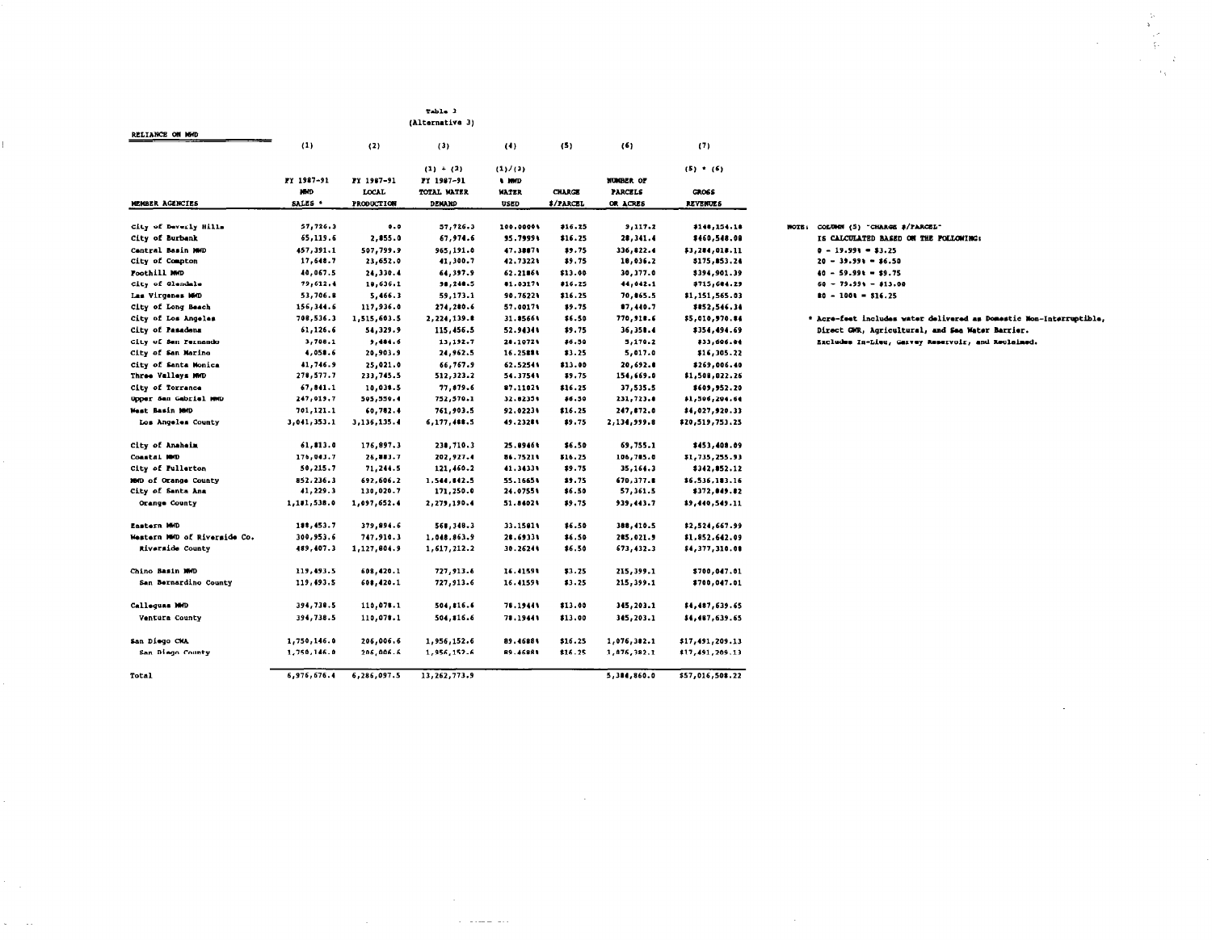Table 3
(Alternative 3)

RELIANCE ON MWD

| MEMBER AGENCIES | (1) FY 1987-91 MWD SALES * | (2) FY 1987-91 LOCAL PRODUCTION | (3) (1) + (2) FY 1987-91 TOTAL WATER DEMAND | (4) (1)/(3) % MWD WATER USED | (5) CHARGE $/PARCEL | (6) NUMBER OF PARCELS OR ACRES | (7) (5) * (6) GROSS REVENUES |
|---|---|---|---|---|---|---|---|
| City of Beverly Hills | 57,726.3 | 0.0 | 57,726.3 | 100.0000% | $16.25 | 9,117.2 | $148,154.18 |
| City of Burbank | 65,119.6 | 2,855.0 | 67,974.6 | 95.7999% | $16.25 | 28,341.4 | $460,548.08 |
| Central Basin MWD | 457,391.1 | 507,799.9 | 965,191.0 | 47.3887% | $9.75 | 336,822.4 | $3,284,018.11 |
| City of Compton | 17,648.7 | 23,652.0 | 41,300.7 | 42.7322% | $9.75 | 18,036.2 | $175,853.24 |
| Foothill MWD | 40,067.5 | 24,330.4 | 64,397.9 | 62.2186% | $13.00 | 30,377.0 | $394,901.39 |
| City of Glendale | 79,612.4 | 18,636.1 | 98,248.5 | 81.0317% | $16.25 | 44,042.1 | $715,684.29 |
| Las Virgenes MWD | 53,706.8 | 5,466.3 | 59,173.1 | 90.7622% | $16.25 | 70,865.5 | $1,151,565.03 |
| City of Long Beach | 156,344.6 | 117,936.0 | 274,280.6 | 57.0017% | $9.75 | 87,440.7 | $852,546.34 |
| City of Los Angeles | 708,536.3 | 1,515,603.5 | 2,224,139.8 | 31.8566% | $6.50 | 770,918.6 | $5,010,970.86 |
| City of Pasadena | 61,126.6 | 54,329.9 | 115,456.5 | 52.9434% | $9.75 | 36,358.4 | $354,494.69 |
| City of San Fernando | 3,708.1 | 9,484.6 | 13,192.7 | 28.1072% | $6.50 | 5,170.2 | $33,606.04 |
| City of San Marino | 4,058.6 | 20,903.9 | 24,962.5 | 16.2588% | $3.25 | 5,017.0 | $16,305.22 |
| City of Santa Monica | 41,746.9 | 25,021.0 | 66,767.9 | 62.5254% | $13.00 | 20,692.8 | $269,006.40 |
| Three Valleys MWD | 278,577.7 | 233,745.5 | 512,323.2 | 54.3754% | $9.75 | 154,669.0 | $1,508,022.26 |
| City of Torrance | 67,841.1 | 10,038.5 | 77,879.6 | 87.1102% | $16.25 | 37,535.5 | $609,952.20 |
| Upper San Gabriel MWD | 247,019.7 | 505,550.4 | 752,570.1 | 32.8235% | $6.50 | 231,723.8 | $1,506,204.64 |
| West Basin MWD | 701,121.1 | 60,782.4 | 761,903.5 | 92.0223% | $16.25 | 247,872.0 | $4,027,920.33 |
| Los Angeles County | 3,041,353.1 | 3,136,135.4 | 6,177,488.5 | 49.2328% | $9.75 | 2,134,999.8 | $20,519,753.25 |
| | | | | | | | |
| City of Anaheim | 61,813.0 | 176,897.3 | 238,710.3 | 25.8946% | $6.50 | 69,755.1 | $453,408.09 |
| Coastal MWD | 176,043.7 | 26,883.7 | 202,927.4 | 86.7521% | $16.25 | 106,785.0 | $1,735,255.93 |
| City of Fullerton | 50,215.7 | 71,244.5 | 121,460.2 | 41.3433% | $9.75 | 35,164.3 | $342,852.12 |
| MWD of Orange County | 852,236.3 | 692,606.2 | 1,544,842.5 | 55.1665% | $9.75 | 670,377.8 | $6,536,183.16 |
| City of Santa Ana | 41,229.3 | 130,020.7 | 171,250.0 | 24.0755% | $6.50 | 57,361.5 | $372,849.82 |
| Orange County | 1,181,538.0 | 1,097,652.4 | 2,279,190.4 | 51.8402% | $9.75 | 939,443.7 | $9,440,549.11 |
| | | | | | | | |
| Eastern MWD | 188,453.7 | 379,894.6 | 568,348.3 | 33.1581% | $6.50 | 388,410.5 | $2,524,667.99 |
| Western MWD of Riverside Co. | 300,953.6 | 747,910.3 | 1,048,863.9 | 28.6933% | $6.50 | 285,021.9 | $1,852,642.09 |
| Riverside County | 489,407.3 | 1,127,804.9 | 1,617,212.2 | 30.2624% | $6.50 | 673,432.3 | $4,377,310.08 |
| | | | | | | | |
| Chino Basin MWD | 119,493.5 | 608,420.1 | 727,913.6 | 16.4159% | $3.25 | 215,399.1 | $700,047.01 |
| San Bernardino County | 119,493.5 | 608,420.1 | 727,913.6 | 16.4159% | $3.25 | 215,399.1 | $700,047.01 |
| | | | | | | | |
| Calleguas MWD | 394,738.5 | 110,078.1 | 504,816.6 | 78.1944% | $13.00 | 345,203.1 | $4,487,639.65 |
| Ventura County | 394,738.5 | 110,078.1 | 504,816.6 | 78.1944% | $13.00 | 345,203.1 | $4,487,639.65 |
| | | | | | | | |
| San Diego CWA | 1,750,146.0 | 206,006.6 | 1,956,152.6 | 89.4688% | $16.25 | 1,076,382.1 | $17,491,209.13 |
| San Diego County | 1,750,146.0 | 206,006.6 | 1,956,152.6 | 89.4688% | $16.25 | 1,076,382.1 | $17,491,209.13 |
| | | | | | | | |
| Total | 6,976,676.4 | 6,286,097.5 | 13,262,773.9 | | | 5,384,860.0 | $57,016,508.22 |

NOTE: COLUMN (5) "CHARGE $/PARCEL" IS CALCULATED BASED ON THE FOLLOWING:
0 - 19.99% = $3.25
20 - 39.99% = $6.50
40 - 59.99% = $9.75
60 - 79.99% = $13.00
80 - 100% = $16.25

* Acre-feet includes water delivered as Domestic Non-Interruptible, Direct GWR, Agricultural, and Sea Water Barrier. Excludes In-Lieu, Garvey Reservoir, and Reclaimed.